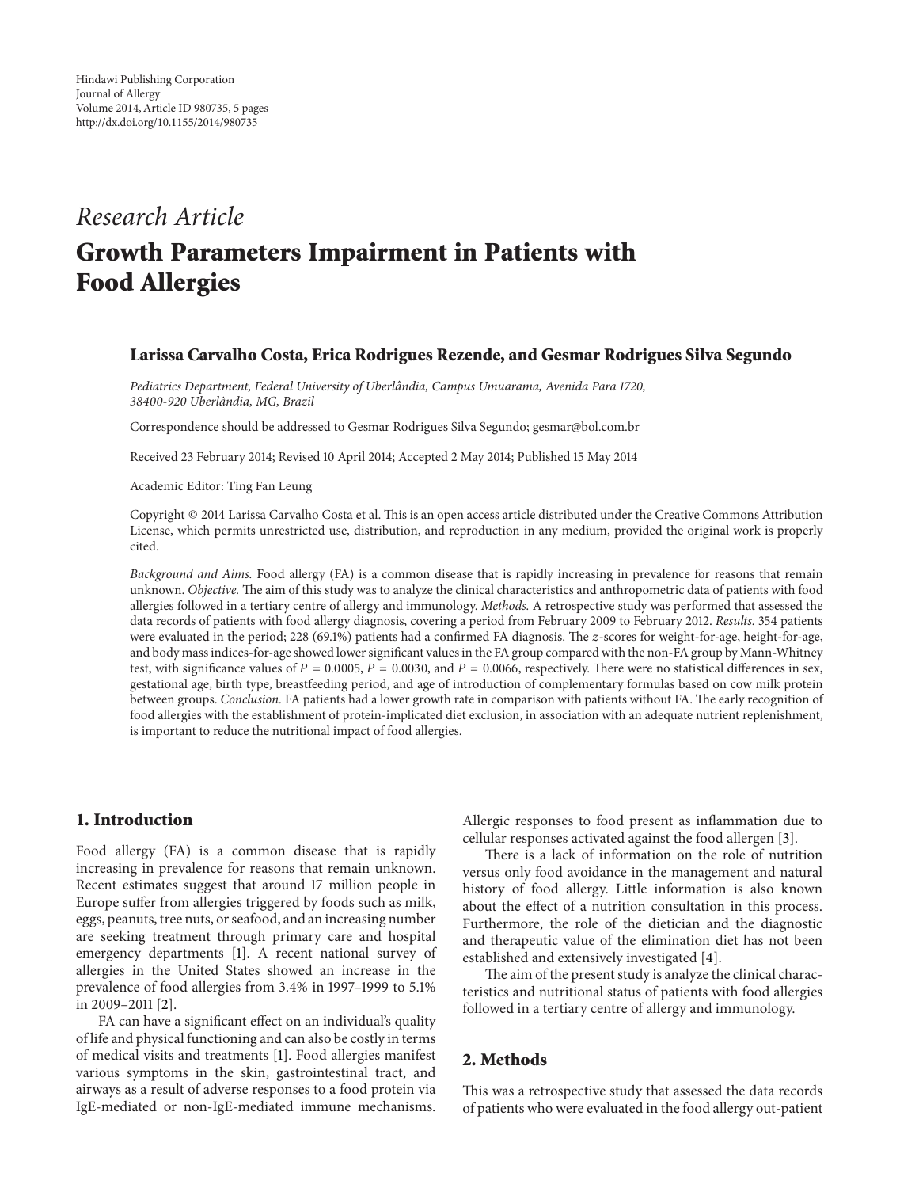Hindawi Publishing Corporation
Journal of Allergy
Volume 2014, Article ID 980735, 5 pages
http://dx.doi.org/10.1155/2014/980735

*Research Article*

# Growth Parameters Impairment in Patients with Food Allergies

**Larissa Carvalho Costa, Erica Rodrigues Rezende, and Gesmar Rodrigues Silva Segundo**

*Pediatrics Department, Federal University of Uberlândia, Campus Umuarama, Avenida Para 1720, 38400-920 Uberlândia, MG, Brazil*

Correspondence should be addressed to Gesmar Rodrigues Silva Segundo; gesmar@bol.com.br

Received 23 February 2014; Revised 10 April 2014; Accepted 2 May 2014; Published 15 May 2014

Academic Editor: Ting Fan Leung

Copyright © 2014 Larissa Carvalho Costa et al. This is an open access article distributed under the Creative Commons Attribution License, which permits unrestricted use, distribution, and reproduction in any medium, provided the original work is properly cited.

*Background and Aims.* Food allergy (FA) is a common disease that is rapidly increasing in prevalence for reasons that remain unknown. *Objective.* The aim of this study was to analyze the clinical characteristics and anthropometric data of patients with food allergies followed in a tertiary centre of allergy and immunology. *Methods.* A retrospective study was performed that assessed the data records of patients with food allergy diagnosis, covering a period from February 2009 to February 2012. *Results.* 354 patients were evaluated in the period; 228 (69.1%) patients had a confirmed FA diagnosis. The $z$-scores for weight-for-age, height-for-age, and body mass indices-for-age showed lower significant values in the FA group compared with the non-FA group by Mann-Whitney test, with significance values of $P = 0.0005$, $P = 0.0030$, and $P = 0.0066$, respectively. There were no statistical differences in sex, gestational age, birth type, breastfeeding period, and age of introduction of complementary formulas based on cow milk protein between groups. *Conclusion.* FA patients had a lower growth rate in comparison with patients without FA. The early recognition of food allergies with the establishment of protein-implicated diet exclusion, in association with an adequate nutrient replenishment, is important to reduce the nutritional impact of food allergies.

## 1. Introduction

Food allergy (FA) is a common disease that is rapidly increasing in prevalence for reasons that remain unknown. Recent estimates suggest that around 17 million people in Europe suffer from allergies triggered by foods such as milk, eggs, peanuts, tree nuts, or seafood, and an increasing number are seeking treatment through primary care and hospital emergency departments [1]. A recent national survey of allergies in the United States showed an increase in the prevalence of food allergies from 3.4% in 1997–1999 to 5.1% in 2009–2011 [2].

FA can have a significant effect on an individual's quality of life and physical functioning and can also be costly in terms of medical visits and treatments [1]. Food allergies manifest various symptoms in the skin, gastrointestinal tract, and airways as a result of adverse responses to a food protein via IgE-mediated or non-IgE-mediated immune mechanisms. Allergic responses to food present as inflammation due to cellular responses activated against the food allergen [3].

There is a lack of information on the role of nutrition versus only food avoidance in the management and natural history of food allergy. Little information is also known about the effect of a nutrition consultation in this process. Furthermore, the role of the dietician and the diagnostic and therapeutic value of the elimination diet has not been established and extensively investigated [4].

The aim of the present study is analyze the clinical characteristics and nutritional status of patients with food allergies followed in a tertiary centre of allergy and immunology.

## 2. Methods

This was a retrospective study that assessed the data records of patients who were evaluated in the food allergy out-patient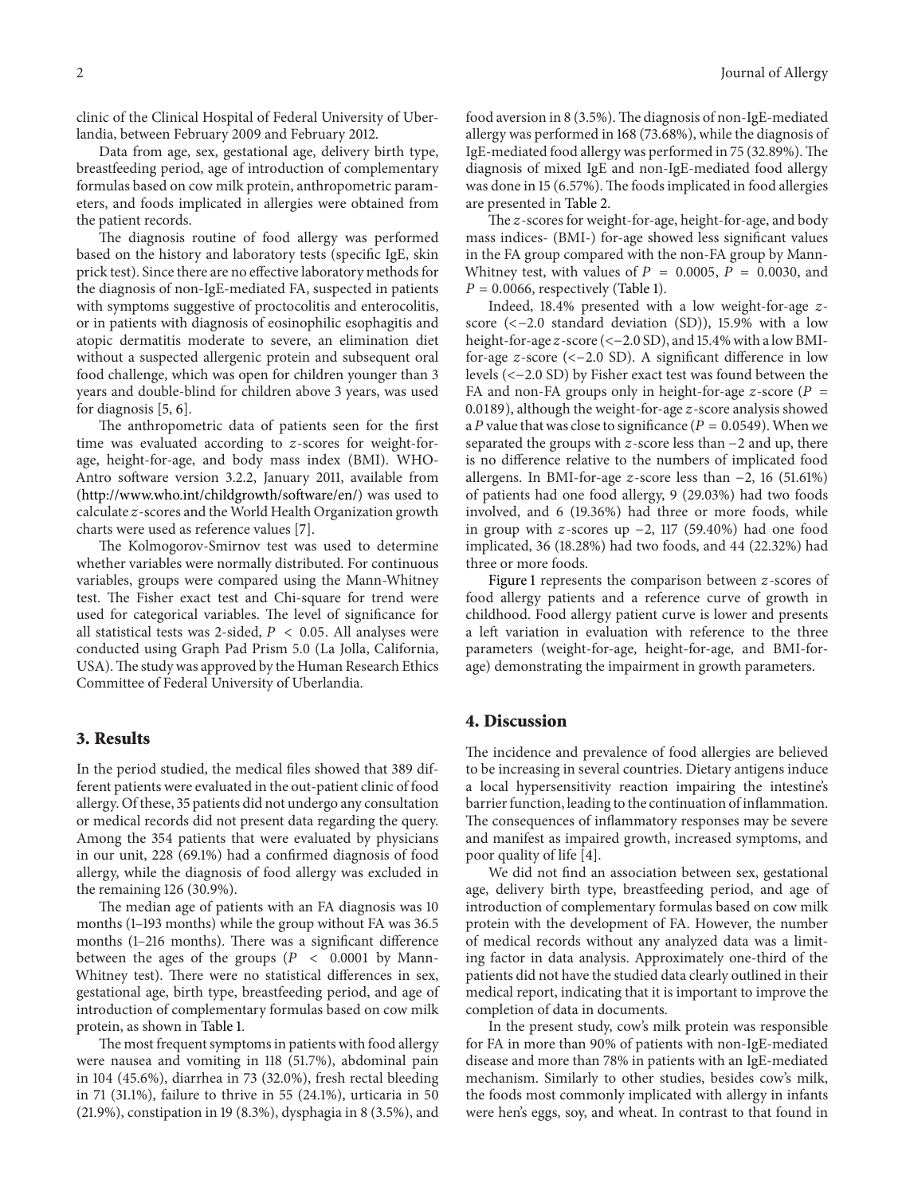clinic of the Clinical Hospital of Federal University of Uberlandia, between February 2009 and February 2012.

Data from age, sex, gestational age, delivery birth type, breastfeeding period, age of introduction of complementary formulas based on cow milk protein, anthropometric parameters, and foods implicated in allergies were obtained from the patient records.

The diagnosis routine of food allergy was performed based on the history and laboratory tests (specific IgE, skin prick test). Since there are no effective laboratory methods for the diagnosis of non-IgE-mediated FA, suspected in patients with symptoms suggestive of proctocolitis and enterocolitis, or in patients with diagnosis of eosinophilic esophagitis and atopic dermatitis moderate to severe, an elimination diet without a suspected allergenic protein and subsequent oral food challenge, which was open for children younger than 3 years and double-blind for children above 3 years, was used for diagnosis [5, 6].

The anthropometric data of patients seen for the first time was evaluated according to $z$-scores for weight-for-age, height-for-age, and body mass index (BMI). WHO-Antro software version 3.2.2, January 2011, available from (http://www.who.int/childgrowth/software/en/) was used to calculate $z$-scores and the World Health Organization growth charts were used as reference values [7].

The Kolmogorov-Smirnov test was used to determine whether variables were normally distributed. For continuous variables, groups were compared using the Mann-Whitney test. The Fisher exact test and Chi-square for trend were used for categorical variables. The level of significance for all statistical tests was 2-sided, $P < 0.05$. All analyses were conducted using Graph Pad Prism 5.0 (La Jolla, California, USA). The study was approved by the Human Research Ethics Committee of Federal University of Uberlandia.

## 3. Results

In the period studied, the medical files showed that 389 different patients were evaluated in the out-patient clinic of food allergy. Of these, 35 patients did not undergo any consultation or medical records did not present data regarding the query. Among the 354 patients that were evaluated by physicians in our unit, 228 (69.1%) had a confirmed diagnosis of food allergy, while the diagnosis of food allergy was excluded in the remaining 126 (30.9%).

The median age of patients with an FA diagnosis was 10 months (1–193 months) while the group without FA was 36.5 months (1–216 months). There was a significant difference between the ages of the groups ($P < 0.0001$ by Mann-Whitney test). There were no statistical differences in sex, gestational age, birth type, breastfeeding period, and age of introduction of complementary formulas based on cow milk protein, as shown in Table 1.

The most frequent symptoms in patients with food allergy were nausea and vomiting in 118 (51.7%), abdominal pain in 104 (45.6%), diarrhea in 73 (32.0%), fresh rectal bleeding in 71 (31.1%), failure to thrive in 55 (24.1%), urticaria in 50 (21.9%), constipation in 19 (8.3%), dysphagia in 8 (3.5%), and food aversion in 8 (3.5%). The diagnosis of non-IgE-mediated allergy was performed in 168 (73.68%), while the diagnosis of IgE-mediated food allergy was performed in 75 (32.89%). The diagnosis of mixed IgE and non-IgE-mediated food allergy was done in 15 (6.57%). The foods implicated in food allergies are presented in Table 2.

The $z$-scores for weight-for-age, height-for-age, and body mass indices- (BMI-) for-age showed less significant values in the FA group compared with the non-FA group by Mann-Whitney test, with values of $P = 0.0005$, $P = 0.0030$, and $P = 0.0066$, respectively (Table 1).

Indeed, 18.4% presented with a low weight-for-age $z$-score ($<-2.0$ standard deviation (SD)), 15.9% with a low height-for-age $z$-score ($<-2.0$ SD), and 15.4% with a low BMI-for-age $z$-score ($<-2.0$ SD). A significant difference in low levels ($<-2.0$ SD) by Fisher exact test was found between the FA and non-FA groups only in height-for-age $z$-score ($P = 0.0189$), although the weight-for-age $z$-score analysis showed a $P$ value that was close to significance ($P = 0.0549$). When we separated the groups with $z$-score less than $-2$ and up, there is no difference relative to the numbers of implicated food allergens. In BMI-for-age $z$-score less than $-2$, 16 (51.61%) of patients had one food allergy, 9 (29.03%) had two foods involved, and 6 (19.36%) had three or more foods, while in group with $z$-scores up $-2$, 117 (59.40%) had one food implicated, 36 (18.28%) had two foods, and 44 (22.32%) had three or more foods.

Figure 1 represents the comparison between $z$-scores of food allergy patients and a reference curve of growth in childhood. Food allergy patient curve is lower and presents a left variation in evaluation with reference to the three parameters (weight-for-age, height-for-age, and BMI-for-age) demonstrating the impairment in growth parameters.

## 4. Discussion

The incidence and prevalence of food allergies are believed to be increasing in several countries. Dietary antigens induce a local hypersensitivity reaction impairing the intestine's barrier function, leading to the continuation of inflammation. The consequences of inflammatory responses may be severe and manifest as impaired growth, increased symptoms, and poor quality of life [4].

We did not find an association between sex, gestational age, delivery birth type, breastfeeding period, and age of introduction of complementary formulas based on cow milk protein with the development of FA. However, the number of medical records without any analyzed data was a limiting factor in data analysis. Approximately one-third of the patients did not have the studied data clearly outlined in their medical report, indicating that it is important to improve the completion of data in documents.

In the present study, cow's milk protein was responsible for FA in more than 90% of patients with non-IgE-mediated disease and more than 78% in patients with an IgE-mediated mechanism. Similarly to other studies, besides cow's milk, the foods most commonly implicated with allergy in infants were hen's eggs, soy, and wheat. In contrast to that found in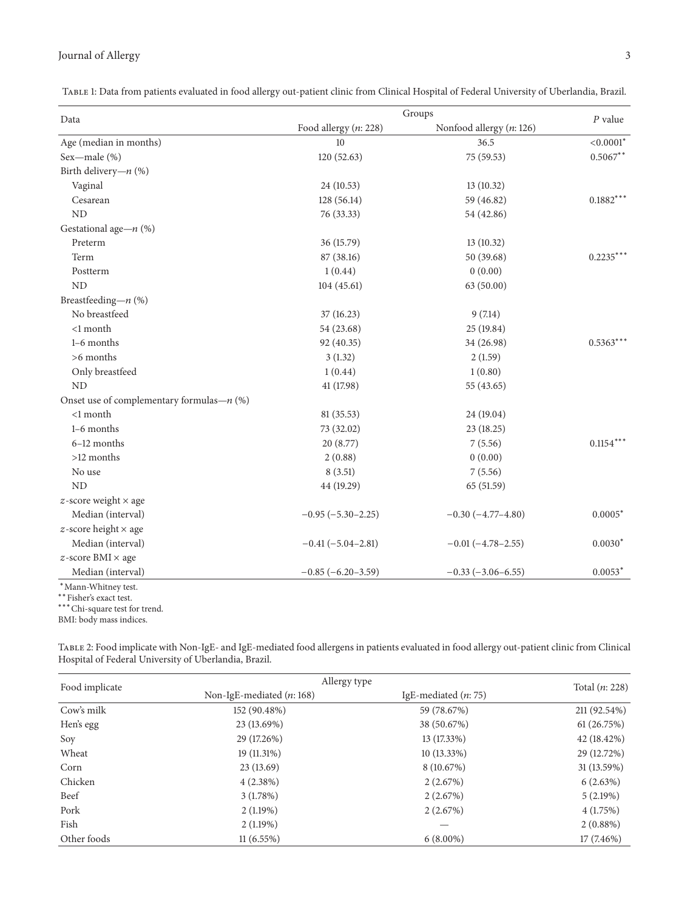Table 1: Data from patients evaluated in food allergy out-patient clinic from Clinical Hospital of Federal University of Uberlandia, Brazil.

| Data | Groups | | $P$ value |
|---|---|---|---|
| | Food allergy ($n$: 228) | Nonfood allergy ($n$: 126) | |
| Age (median in months) | 10 | 36.5 | <0.0001* |
| Sex—male (%) | 120 (52.63) | 75 (59.53) | 0.5067** |
| Birth delivery—$n$ (%) | | | |
| Vaginal | 24 (10.53) | 13 (10.32) | |
| Cesarean | 128 (56.14) | 59 (46.82) | 0.1882*** |
| ND | 76 (33.33) | 54 (42.86) | |
| Gestational age—$n$ (%) | | | |
| Preterm | 36 (15.79) | 13 (10.32) | |
| Term | 87 (38.16) | 50 (39.68) | 0.2235*** |
| Postterm | 1 (0.44) | 0 (0.00) | |
| ND | 104 (45.61) | 63 (50.00) | |
| Breastfeeding—$n$ (%) | | | |
| No breastfeed | 37 (16.23) | 9 (7.14) | |
| <1 month | 54 (23.68) | 25 (19.84) | |
| 1–6 months | 92 (40.35) | 34 (26.98) | 0.5363*** |
| >6 months | 3 (1.32) | 2 (1.59) | |
| Only breastfeed | 1 (0.44) | 1 (0.80) | |
| ND | 41 (17.98) | 55 (43.65) | |
| Onset use of complementary formulas—$n$ (%) | | | |
| <1 month | 81 (35.53) | 24 (19.04) | |
| 1–6 months | 73 (32.02) | 23 (18.25) | |
| 6–12 months | 20 (8.77) | 7 (5.56) | 0.1154*** |
| >12 months | 2 (0.88) | 0 (0.00) | |
| No use | 8 (3.51) | 7 (5.56) | |
| ND | 44 (19.29) | 65 (51.59) | |
| $z$-score weight × age | | | |
| Median (interval) | −0.95 (−5.30–2.25) | −0.30 (−4.77–4.80) | 0.0005* |
| $z$-score height × age | | | |
| Median (interval) | −0.41 (−5.04–2.81) | −0.01 (−4.78–2.55) | 0.0030* |
| $z$-score BMI × age | | | |
| Median (interval) | −0.85 (−6.20–3.59) | −0.33 (−3.06–6.55) | 0.0053* |

*Mann-Whitney test.
**Fisher's exact test.
***Chi-square test for trend.
BMI: body mass indices.

Table 2: Food implicate with Non-IgE- and IgE-mediated food allergens in patients evaluated in food allergy out-patient clinic from Clinical Hospital of Federal University of Uberlandia, Brazil.

| Food implicate | Allergy type | | Total ($n$: 228) |
|---|---|---|---|
| | Non-IgE-mediated ($n$: 168) | IgE-mediated ($n$: 75) | |
| Cow's milk | 152 (90.48%) | 59 (78.67%) | 211 (92.54%) |
| Hen's egg | 23 (13.69%) | 38 (50.67%) | 61 (26.75%) |
| Soy | 29 (17.26%) | 13 (17.33%) | 42 (18.42%) |
| Wheat | 19 (11.31%) | 10 (13.33%) | 29 (12.72%) |
| Corn | 23 (13.69) | 8 (10.67%) | 31 (13.59%) |
| Chicken | 4 (2.38%) | 2 (2.67%) | 6 (2.63%) |
| Beef | 3 (1.78%) | 2 (2.67%) | 5 (2.19%) |
| Pork | 2 (1.19%) | 2 (2.67%) | 4 (1.75%) |
| Fish | 2 (1.19%) | — | 2 (0.88%) |
| Other foods | 11 (6.55%) | 6 (8.00%) | 17 (7.46%) |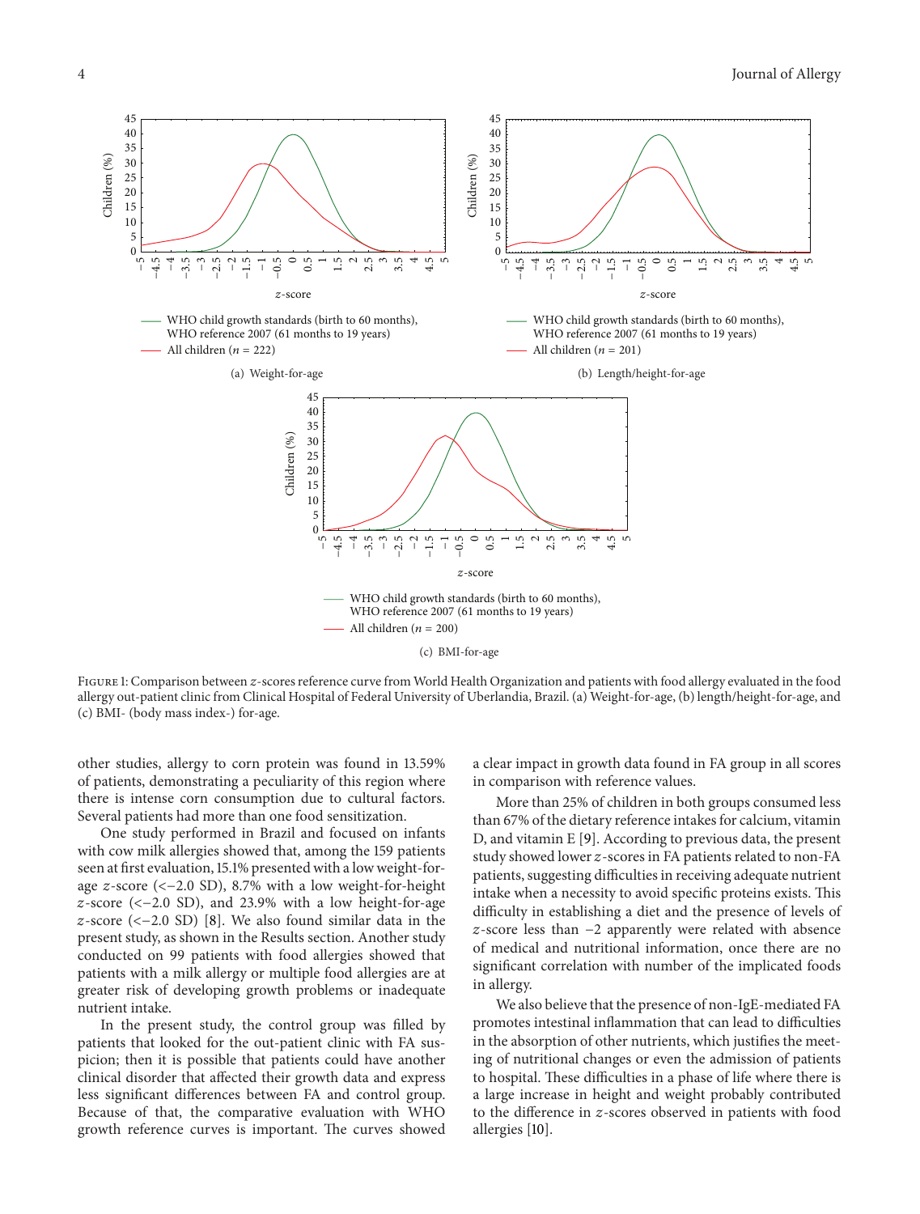(a) Weight-for-age

(b) Length/height-for-age

(c) BMI-for-age

Figure 1: Comparison between $z$-scores reference curve from World Health Organization and patients with food allergy evaluated in the food allergy out-patient clinic from Clinical Hospital of Federal University of Uberlandia, Brazil. (a) Weight-for-age, (b) length/height-for-age, and (c) BMI- (body mass index-) for-age.

other studies, allergy to corn protein was found in 13.59% of patients, demonstrating a peculiarity of this region where there is intense corn consumption due to cultural factors. Several patients had more than one food sensitization.

One study performed in Brazil and focused on infants with cow milk allergies showed that, among the 159 patients seen at first evaluation, 15.1% presented with a low weight-for-age $z$-score (<−2.0 SD), 8.7% with a low weight-for-height $z$-score (<−2.0 SD), and 23.9% with a low height-for-age $z$-score (<−2.0 SD) [8]. We also found similar data in the present study, as shown in the Results section. Another study conducted on 99 patients with food allergies showed that patients with a milk allergy or multiple food allergies are at greater risk of developing growth problems or inadequate nutrient intake.

In the present study, the control group was filled by patients that looked for the out-patient clinic with FA suspicion; then it is possible that patients could have another clinical disorder that affected their growth data and express less significant differences between FA and control group. Because of that, the comparative evaluation with WHO growth reference curves is important. The curves showed a clear impact in growth data found in FA group in all scores in comparison with reference values.

More than 25% of children in both groups consumed less than 67% of the dietary reference intakes for calcium, vitamin D, and vitamin E [9]. According to previous data, the present study showed lower $z$-scores in FA patients related to non-FA patients, suggesting difficulties in receiving adequate nutrient intake when a necessity to avoid specific proteins exists. This difficulty in establishing a diet and the presence of levels of $z$-score less than −2 apparently were related with absence of medical and nutritional information, once there are no significant correlation with number of the implicated foods in allergy.

We also believe that the presence of non-IgE-mediated FA promotes intestinal inflammation that can lead to difficulties in the absorption of other nutrients, which justifies the meeting of nutritional changes or even the admission of patients to hospital. These difficulties in a phase of life where there is a large increase in height and weight probably contributed to the difference in $z$-scores observed in patients with food allergies [10].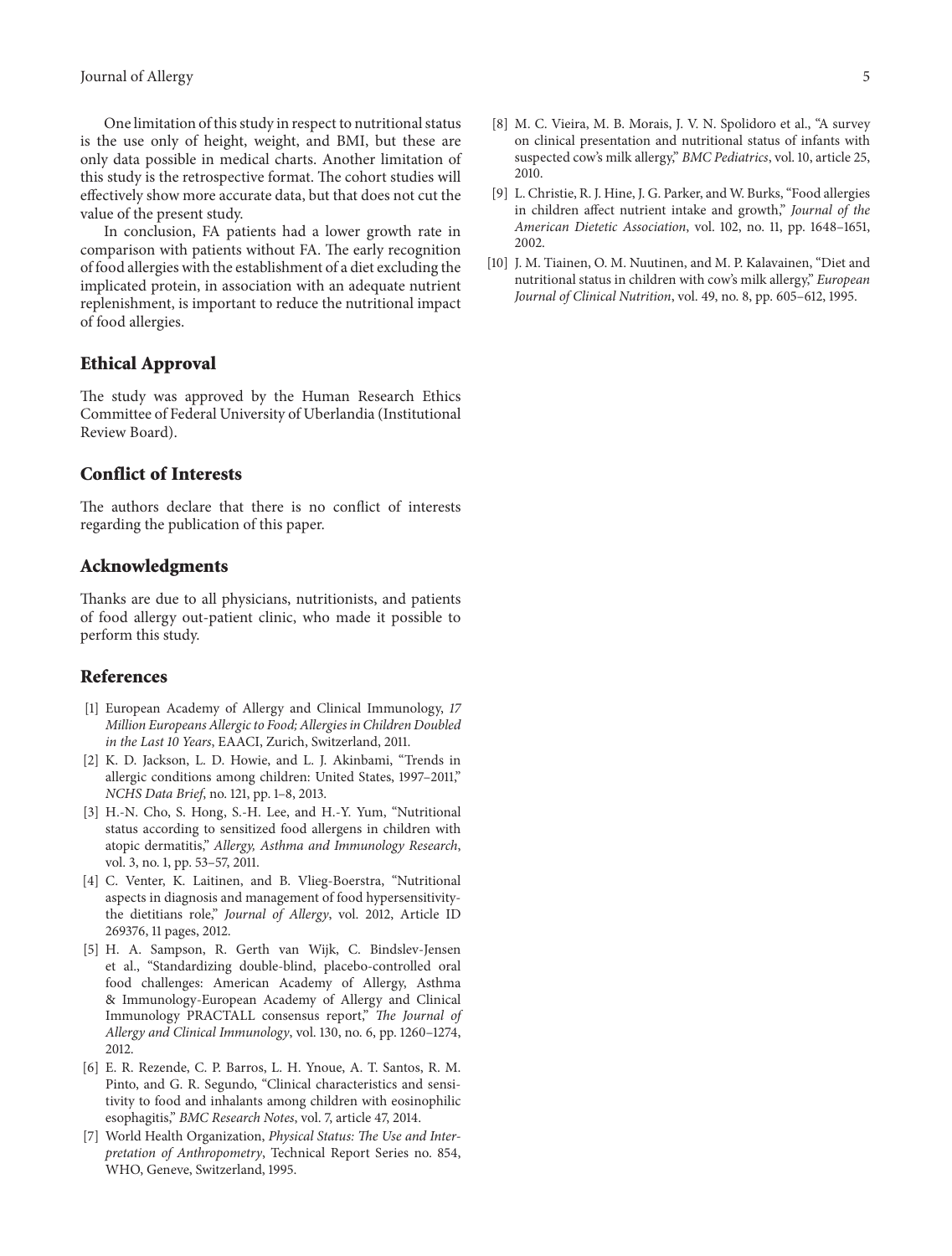One limitation of this study in respect to nutritional status is the use only of height, weight, and BMI, but these are only data possible in medical charts. Another limitation of this study is the retrospective format. The cohort studies will effectively show more accurate data, but that does not cut the value of the present study.

In conclusion, FA patients had a lower growth rate in comparison with patients without FA. The early recognition of food allergies with the establishment of a diet excluding the implicated protein, in association with an adequate nutrient replenishment, is important to reduce the nutritional impact of food allergies.

## Ethical Approval

The study was approved by the Human Research Ethics Committee of Federal University of Uberlandia (Institutional Review Board).

## Conflict of Interests

The authors declare that there is no conflict of interests regarding the publication of this paper.

## Acknowledgments

Thanks are due to all physicians, nutritionists, and patients of food allergy out-patient clinic, who made it possible to perform this study.

## References

[1] European Academy of Allergy and Clinical Immunology, *17 Million Europeans Allergic to Food; Allergies in Children Doubled in the Last 10 Years*, EAACI, Zurich, Switzerland, 2011.

[2] K. D. Jackson, L. D. Howie, and L. J. Akinbami, "Trends in allergic conditions among children: United States, 1997–2011," *NCHS Data Brief*, no. 121, pp. 1–8, 2013.

[3] H.-N. Cho, S. Hong, S.-H. Lee, and H.-Y. Yum, "Nutritional status according to sensitized food allergens in children with atopic dermatitis," *Allergy, Asthma and Immunology Research*, vol. 3, no. 1, pp. 53–57, 2011.

[4] C. Venter, K. Laitinen, and B. Vlieg-Boerstra, "Nutritional aspects in diagnosis and management of food hypersensitivity-the dietitians role," *Journal of Allergy*, vol. 2012, Article ID 269376, 11 pages, 2012.

[5] H. A. Sampson, R. Gerth van Wijk, C. Bindslev-Jensen et al., "Standardizing double-blind, placebo-controlled oral food challenges: American Academy of Allergy, Asthma & Immunology-European Academy of Allergy and Clinical Immunology PRACTALL consensus report," *The Journal of Allergy and Clinical Immunology*, vol. 130, no. 6, pp. 1260–1274, 2012.

[6] E. R. Rezende, C. P. Barros, L. H. Ynoue, A. T. Santos, R. M. Pinto, and G. R. Segundo, "Clinical characteristics and sensitivity to food and inhalants among children with eosinophilic esophagitis," *BMC Research Notes*, vol. 7, article 47, 2014.

[7] World Health Organization, *Physical Status: The Use and Interpretation of Anthropometry*, Technical Report Series no. 854, WHO, Geneve, Switzerland, 1995.

[8] M. C. Vieira, M. B. Morais, J. V. N. Spolidoro et al., "A survey on clinical presentation and nutritional status of infants with suspected cow's milk allergy," *BMC Pediatrics*, vol. 10, article 25, 2010.

[9] L. Christie, R. J. Hine, J. G. Parker, and W. Burks, "Food allergies in children affect nutrient intake and growth," *Journal of the American Dietetic Association*, vol. 102, no. 11, pp. 1648–1651, 2002.

[10] J. M. Tiainen, O. M. Nuutinen, and M. P. Kalavainen, "Diet and nutritional status in children with cow's milk allergy," *European Journal of Clinical Nutrition*, vol. 49, no. 8, pp. 605–612, 1995.